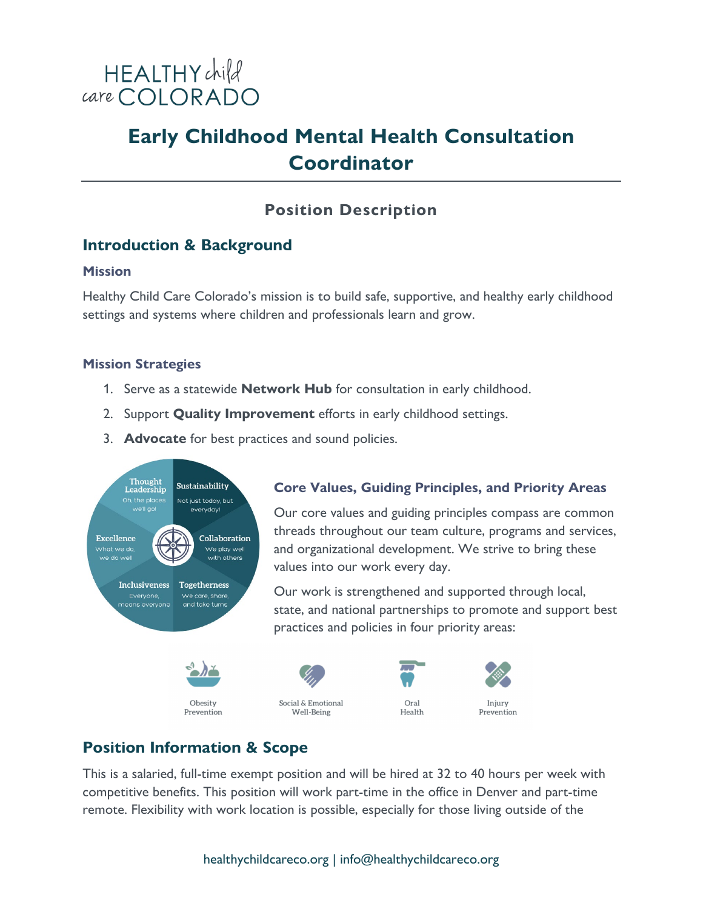HEALTHY child care COLORADO

# Early Childhood Mental Health Consultation Coordinator

## Position Description

## Introduction & Background

### Mission

Healthy Child Care Colorado's mission is to build safe, supportive, and healthy early childhood settings and systems where children and professionals learn and grow.

### Mission Strategies

1. Serve as a statewide **Network Hub** for consultation in early childhood.
2. Support **Quality Improvement** efforts in early childhood settings.
3. **Advocate** for best practices and sound policies.

Thought Leadership — Oh, the places we'll go!
Sustainability — Not just today, but everyday!
Excellence — What we do, we do well
Collaboration — We play well with others
Inclusiveness — Everyone, means everyone
Togetherness — We care, share, and take turns

### Core Values, Guiding Principles, and Priority Areas

Our core values and guiding principles compass are common threads throughout our team culture, programs and services, and organizational development. We strive to bring these values into our work every day.

Our work is strengthened and supported through local, state, and national partnerships to promote and support best practices and policies in four priority areas:

Obesity Prevention | Social & Emotional Well-Being | Oral Health | Injury Prevention

## Position Information & Scope

This is a salaried, full-time exempt position and will be hired at 32 to 40 hours per week with competitive benefits. This position will work part-time in the office in Denver and part-time remote. Flexibility with work location is possible, especially for those living outside of the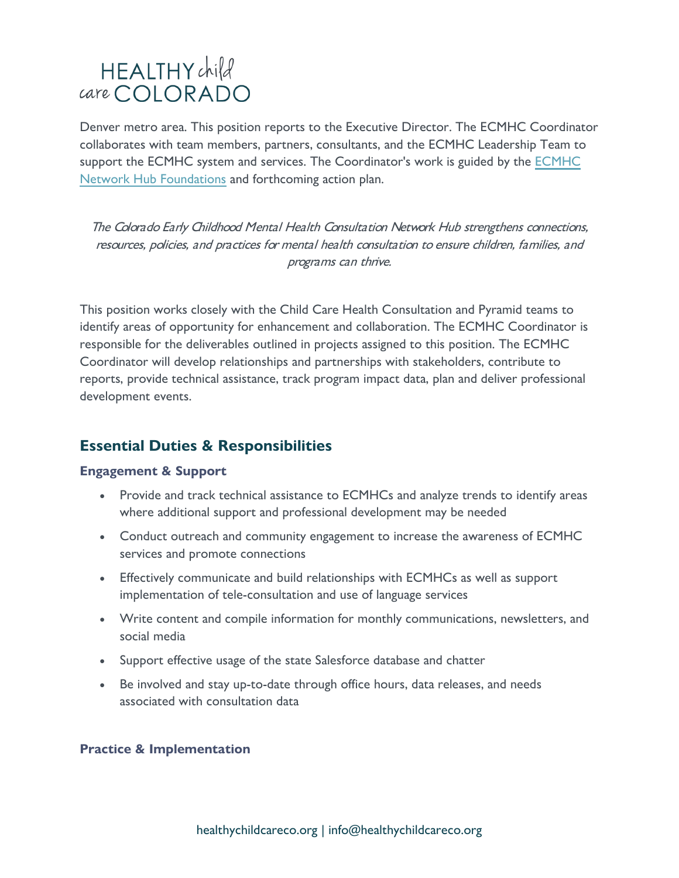Denver metro area. This position reports to the Executive Director. The ECMHC Coordinator collaborates with team members, partners, consultants, and the ECMHC Leadership Team to support the ECMHC system and services. The Coordinator's work is guided by the ECMHC Network Hub Foundations and forthcoming action plan.

*The Colorado Early Childhood Mental Health Consultation Network Hub strengthens connections, resources, policies, and practices for mental health consultation to ensure children, families, and programs can thrive.*

This position works closely with the Child Care Health Consultation and Pyramid teams to identify areas of opportunity for enhancement and collaboration. The ECMHC Coordinator is responsible for the deliverables outlined in projects assigned to this position. The ECMHC Coordinator will develop relationships and partnerships with stakeholders, contribute to reports, provide technical assistance, track program impact data, plan and deliver professional development events.

## Essential Duties & Responsibilities

### Engagement & Support

- Provide and track technical assistance to ECMHCs and analyze trends to identify areas where additional support and professional development may be needed
- Conduct outreach and community engagement to increase the awareness of ECMHC services and promote connections
- Effectively communicate and build relationships with ECMHCs as well as support implementation of tele-consultation and use of language services
- Write content and compile information for monthly communications, newsletters, and social media
- Support effective usage of the state Salesforce database and chatter
- Be involved and stay up-to-date through office hours, data releases, and needs associated with consultation data

### Practice & Implementation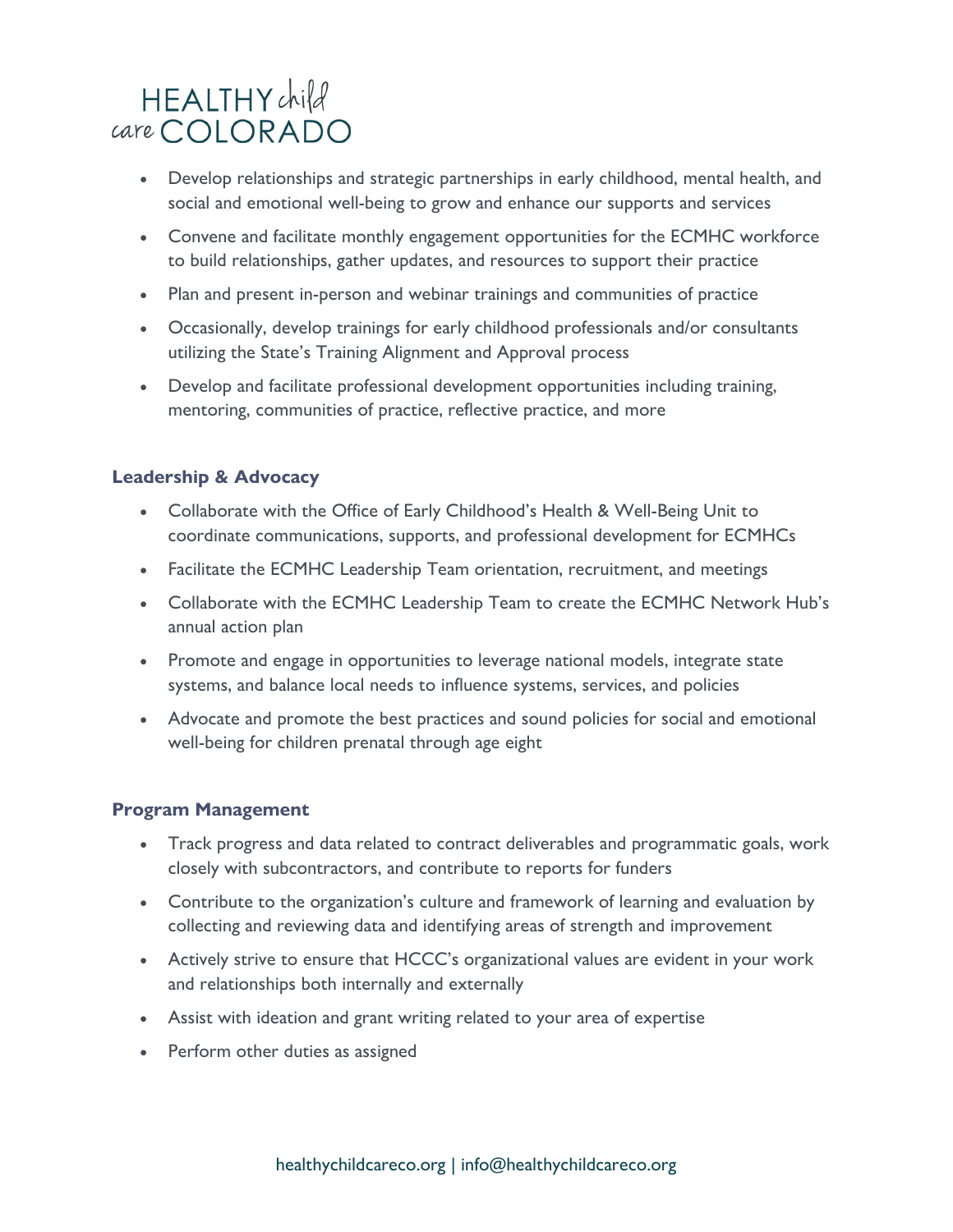- Develop relationships and strategic partnerships in early childhood, mental health, and social and emotional well-being to grow and enhance our supports and services
- Convene and facilitate monthly engagement opportunities for the ECMHC workforce to build relationships, gather updates, and resources to support their practice
- Plan and present in-person and webinar trainings and communities of practice
- Occasionally, develop trainings for early childhood professionals and/or consultants utilizing the State's Training Alignment and Approval process
- Develop and facilitate professional development opportunities including training, mentoring, communities of practice, reflective practice, and more

### Leadership & Advocacy

- Collaborate with the Office of Early Childhood's Health & Well-Being Unit to coordinate communications, supports, and professional development for ECMHCs
- Facilitate the ECMHC Leadership Team orientation, recruitment, and meetings
- Collaborate with the ECMHC Leadership Team to create the ECMHC Network Hub's annual action plan
- Promote and engage in opportunities to leverage national models, integrate state systems, and balance local needs to influence systems, services, and policies
- Advocate and promote the best practices and sound policies for social and emotional well-being for children prenatal through age eight

### Program Management

- Track progress and data related to contract deliverables and programmatic goals, work closely with subcontractors, and contribute to reports for funders
- Contribute to the organization's culture and framework of learning and evaluation by collecting and reviewing data and identifying areas of strength and improvement
- Actively strive to ensure that HCCC's organizational values are evident in your work and relationships both internally and externally
- Assist with ideation and grant writing related to your area of expertise
- Perform other duties as assigned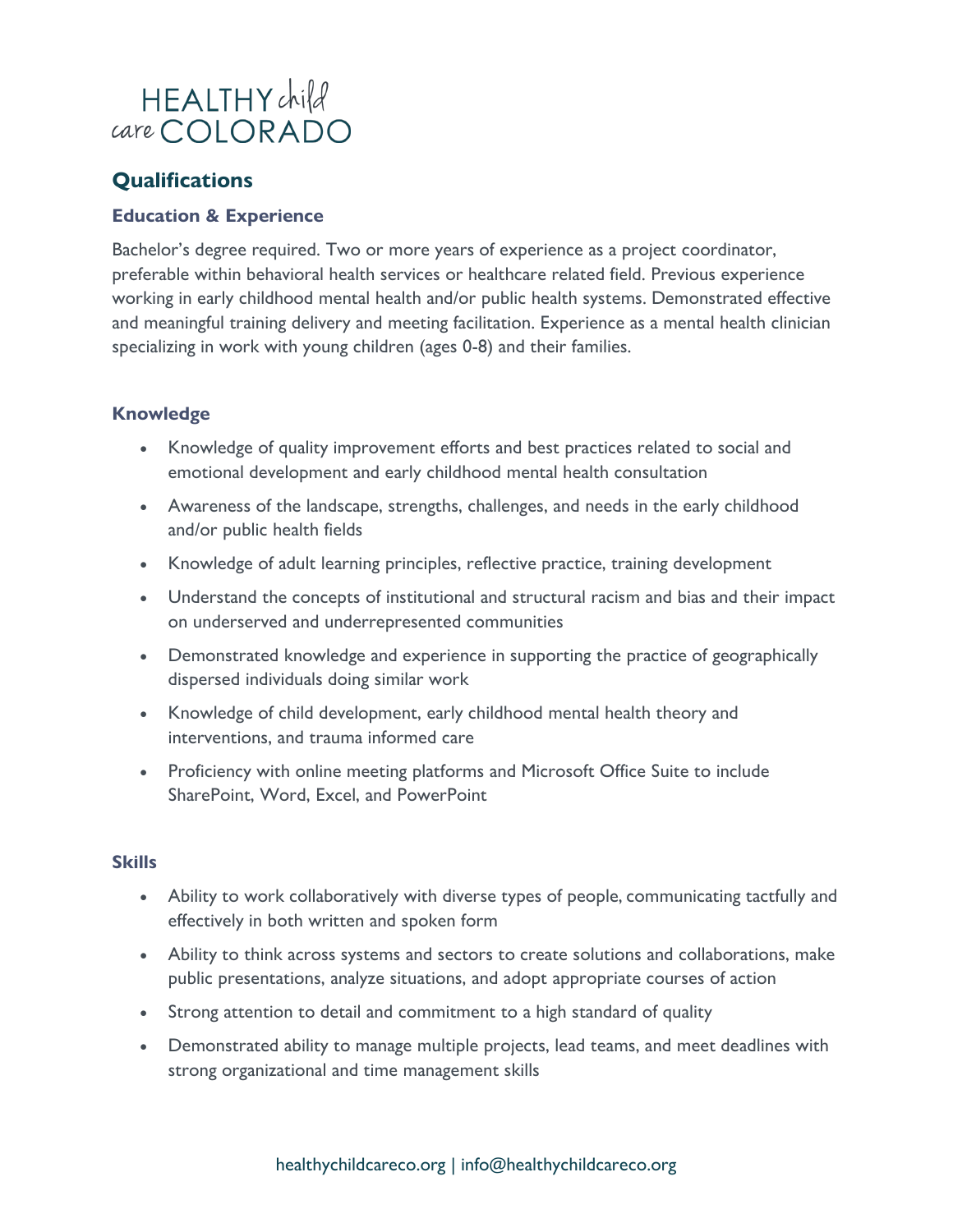## Qualifications

### Education & Experience

Bachelor's degree required. Two or more years of experience as a project coordinator, preferable within behavioral health services or healthcare related field. Previous experience working in early childhood mental health and/or public health systems. Demonstrated effective and meaningful training delivery and meeting facilitation. Experience as a mental health clinician specializing in work with young children (ages 0-8) and their families.

### Knowledge

- Knowledge of quality improvement efforts and best practices related to social and emotional development and early childhood mental health consultation
- Awareness of the landscape, strengths, challenges, and needs in the early childhood and/or public health fields
- Knowledge of adult learning principles, reflective practice, training development
- Understand the concepts of institutional and structural racism and bias and their impact on underserved and underrepresented communities
- Demonstrated knowledge and experience in supporting the practice of geographically dispersed individuals doing similar work
- Knowledge of child development, early childhood mental health theory and interventions, and trauma informed care
- Proficiency with online meeting platforms and Microsoft Office Suite to include SharePoint, Word, Excel, and PowerPoint

### Skills

- Ability to work collaboratively with diverse types of people, communicating tactfully and effectively in both written and spoken form
- Ability to think across systems and sectors to create solutions and collaborations, make public presentations, analyze situations, and adopt appropriate courses of action
- Strong attention to detail and commitment to a high standard of quality
- Demonstrated ability to manage multiple projects, lead teams, and meet deadlines with strong organizational and time management skills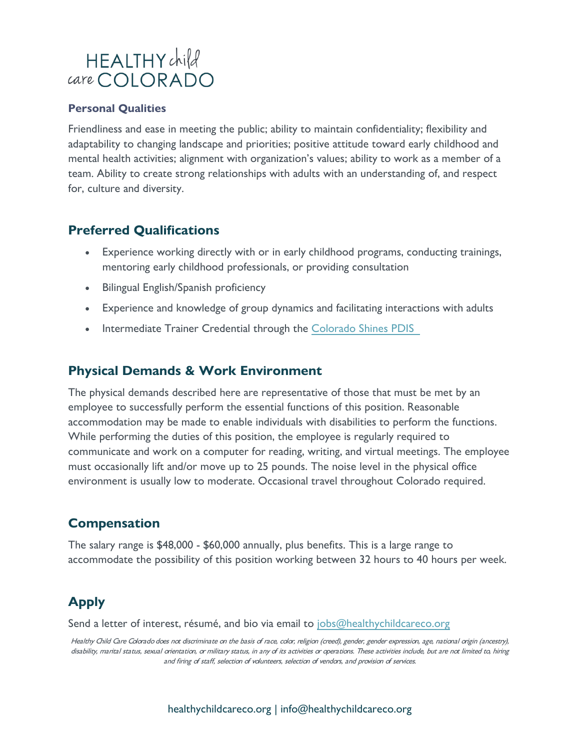### Personal Qualities

Friendliness and ease in meeting the public; ability to maintain confidentiality; flexibility and adaptability to changing landscape and priorities; positive attitude toward early childhood and mental health activities; alignment with organization's values; ability to work as a member of a team. Ability to create strong relationships with adults with an understanding of, and respect for, culture and diversity.

## Preferred Qualifications

- Experience working directly with or in early childhood programs, conducting trainings, mentoring early childhood professionals, or providing consultation
- Bilingual English/Spanish proficiency
- Experience and knowledge of group dynamics and facilitating interactions with adults
- Intermediate Trainer Credential through the Colorado Shines PDIS

## Physical Demands & Work Environment

The physical demands described here are representative of those that must be met by an employee to successfully perform the essential functions of this position. Reasonable accommodation may be made to enable individuals with disabilities to perform the functions. While performing the duties of this position, the employee is regularly required to communicate and work on a computer for reading, writing, and virtual meetings. The employee must occasionally lift and/or move up to 25 pounds. The noise level in the physical office environment is usually low to moderate. Occasional travel throughout Colorado required.

## Compensation

The salary range is $48,000 - $60,000 annually, plus benefits. This is a large range to accommodate the possibility of this position working between 32 hours to 40 hours per week.

## Apply

Send a letter of interest, résumé, and bio via email to jobs@healthychildcareco.org

*Healthy Child Care Colorado does not discriminate on the basis of race, color, religion (creed), gender, gender expression, age, national origin (ancestry), disability, marital status, sexual orientation, or military status, in any of its activities or operations. These activities include, but are not limited to, hiring and firing of staff, selection of volunteers, selection of vendors, and provision of services.*